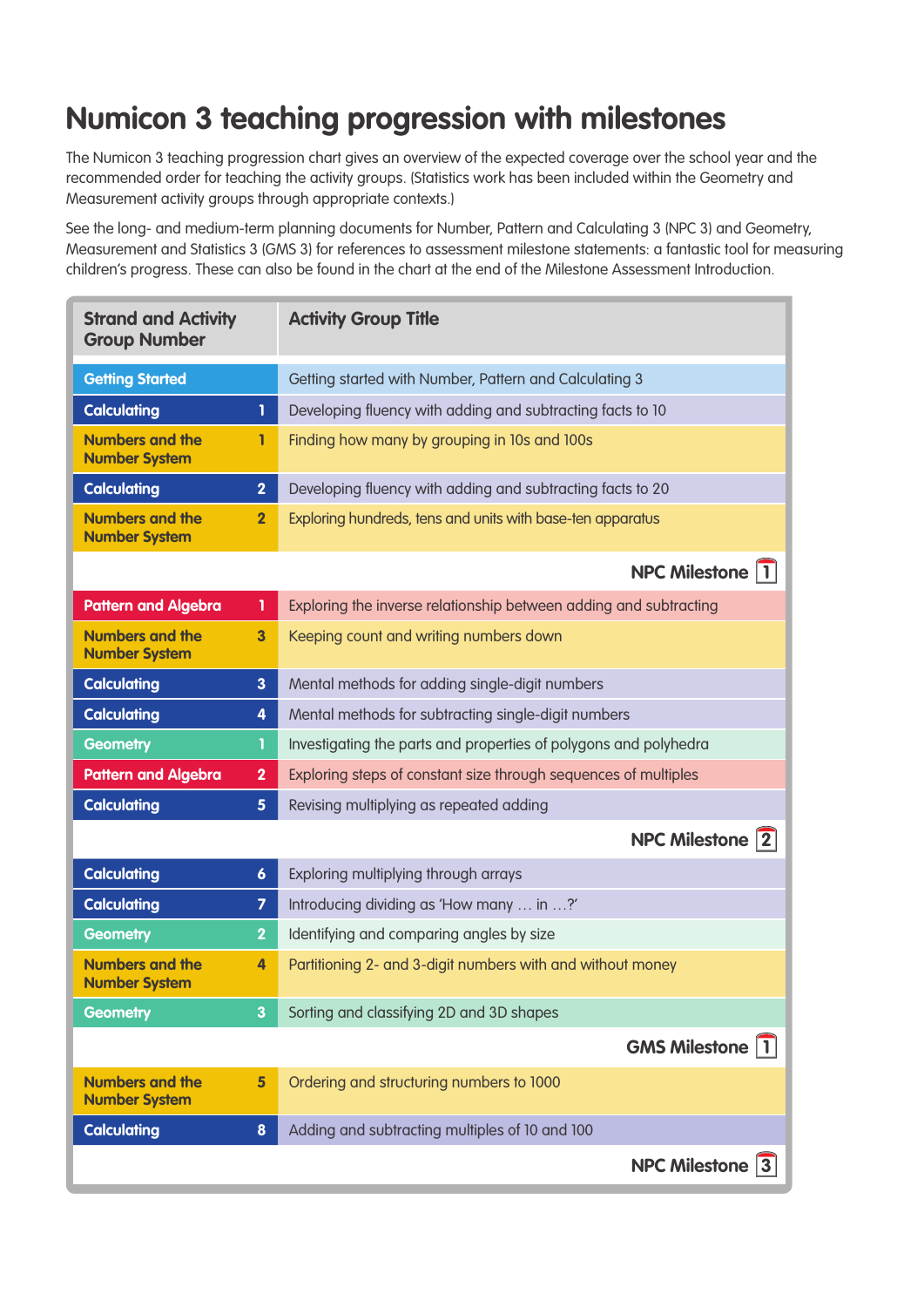# Numicon 3 teaching progression with milestones

The Numicon 3 teaching progression chart gives an overview of the expected coverage over the school year and the recommended order for teaching the activity groups. (Statistics work has been included within the Geometry and Measurement activity groups through appropriate contexts.)

See the long- and medium-term planning documents for Number, Pattern and Calculating 3 (NPC 3) and Geometry, Measurement and Statistics 3 (GMS 3) for references to assessment milestone statements: a fantastic tool for measuring children's progress. These can also be found in the chart at the end of the Milestone Assessment Introduction.

| Strand and Activity Group Number | | Activity Group Title |
|---|---|---|
| Getting Started | | Getting started with Number, Pattern and Calculating 3 |
| Calculating | 1 | Developing fluency with adding and subtracting facts to 10 |
| Numbers and the Number System | 1 | Finding how many by grouping in 10s and 100s |
| Calculating | 2 | Developing fluency with adding and subtracting facts to 20 |
| Numbers and the Number System | 2 | Exploring hundreds, tens and units with base-ten apparatus |
| | | **NPC Milestone 1** |
| Pattern and Algebra | 1 | Exploring the inverse relationship between adding and subtracting |
| Numbers and the Number System | 3 | Keeping count and writing numbers down |
| Calculating | 3 | Mental methods for adding single-digit numbers |
| Calculating | 4 | Mental methods for subtracting single-digit numbers |
| Geometry | 1 | Investigating the parts and properties of polygons and polyhedra |
| Pattern and Algebra | 2 | Exploring steps of constant size through sequences of multiples |
| Calculating | 5 | Revising multiplying as repeated adding |
| | | **NPC Milestone 2** |
| Calculating | 6 | Exploring multiplying through arrays |
| Calculating | 7 | Introducing dividing as 'How many … in …?' |
| Geometry | 2 | Identifying and comparing angles by size |
| Numbers and the Number System | 4 | Partitioning 2- and 3-digit numbers with and without money |
| Geometry | 3 | Sorting and classifying 2D and 3D shapes |
| | | **GMS Milestone 1** |
| Numbers and the Number System | 5 | Ordering and structuring numbers to 1000 |
| Calculating | 8 | Adding and subtracting multiples of 10 and 100 |
| | | **NPC Milestone 3** |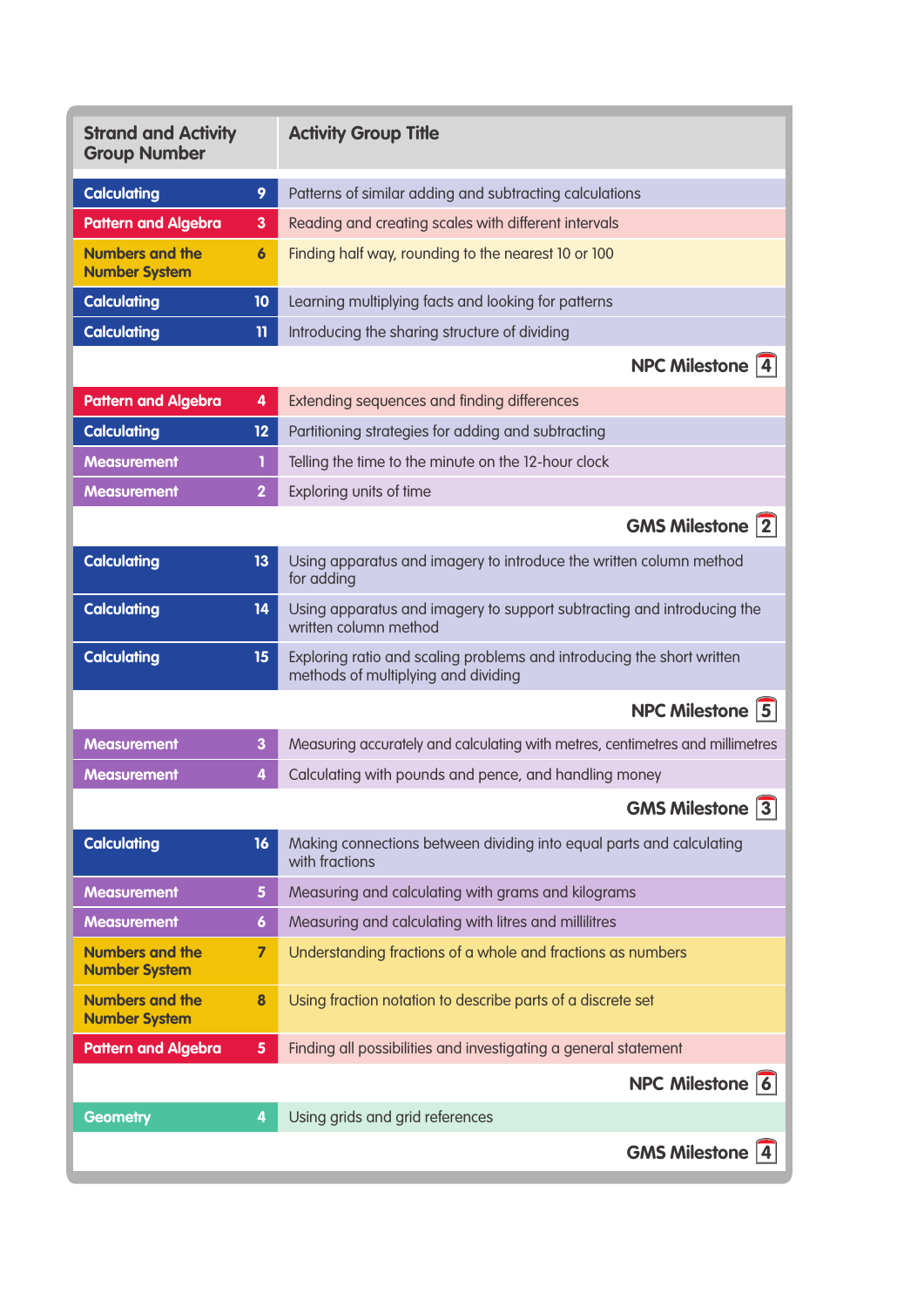| Strand and Activity Group Number | | Activity Group Title |
|---|---|---|
| Calculating | 9 | Patterns of similar adding and subtracting calculations |
| Pattern and Algebra | 3 | Reading and creating scales with different intervals |
| Numbers and the Number System | 6 | Finding half way, rounding to the nearest 10 or 100 |
| Calculating | 10 | Learning multiplying facts and looking for patterns |
| Calculating | 11 | Introducing the sharing structure of dividing |
| | | **NPC Milestone 4** |
| Pattern and Algebra | 4 | Extending sequences and finding differences |
| Calculating | 12 | Partitioning strategies for adding and subtracting |
| Measurement | 1 | Telling the time to the minute on the 12-hour clock |
| Measurement | 2 | Exploring units of time |
| | | **GMS Milestone 2** |
| Calculating | 13 | Using apparatus and imagery to introduce the written column method for adding |
| Calculating | 14 | Using apparatus and imagery to support subtracting and introducing the written column method |
| Calculating | 15 | Exploring ratio and scaling problems and introducing the short written methods of multiplying and dividing |
| | | **NPC Milestone 5** |
| Measurement | 3 | Measuring accurately and calculating with metres, centimetres and millimetres |
| Measurement | 4 | Calculating with pounds and pence, and handling money |
| | | **GMS Milestone 3** |
| Calculating | 16 | Making connections between dividing into equal parts and calculating with fractions |
| Measurement | 5 | Measuring and calculating with grams and kilograms |
| Measurement | 6 | Measuring and calculating with litres and millilitres |
| Numbers and the Number System | 7 | Understanding fractions of a whole and fractions as numbers |
| Numbers and the Number System | 8 | Using fraction notation to describe parts of a discrete set |
| Pattern and Algebra | 5 | Finding all possibilities and investigating a general statement |
| | | **NPC Milestone 6** |
| Geometry | 4 | Using grids and grid references |
| | | **GMS Milestone 4** |